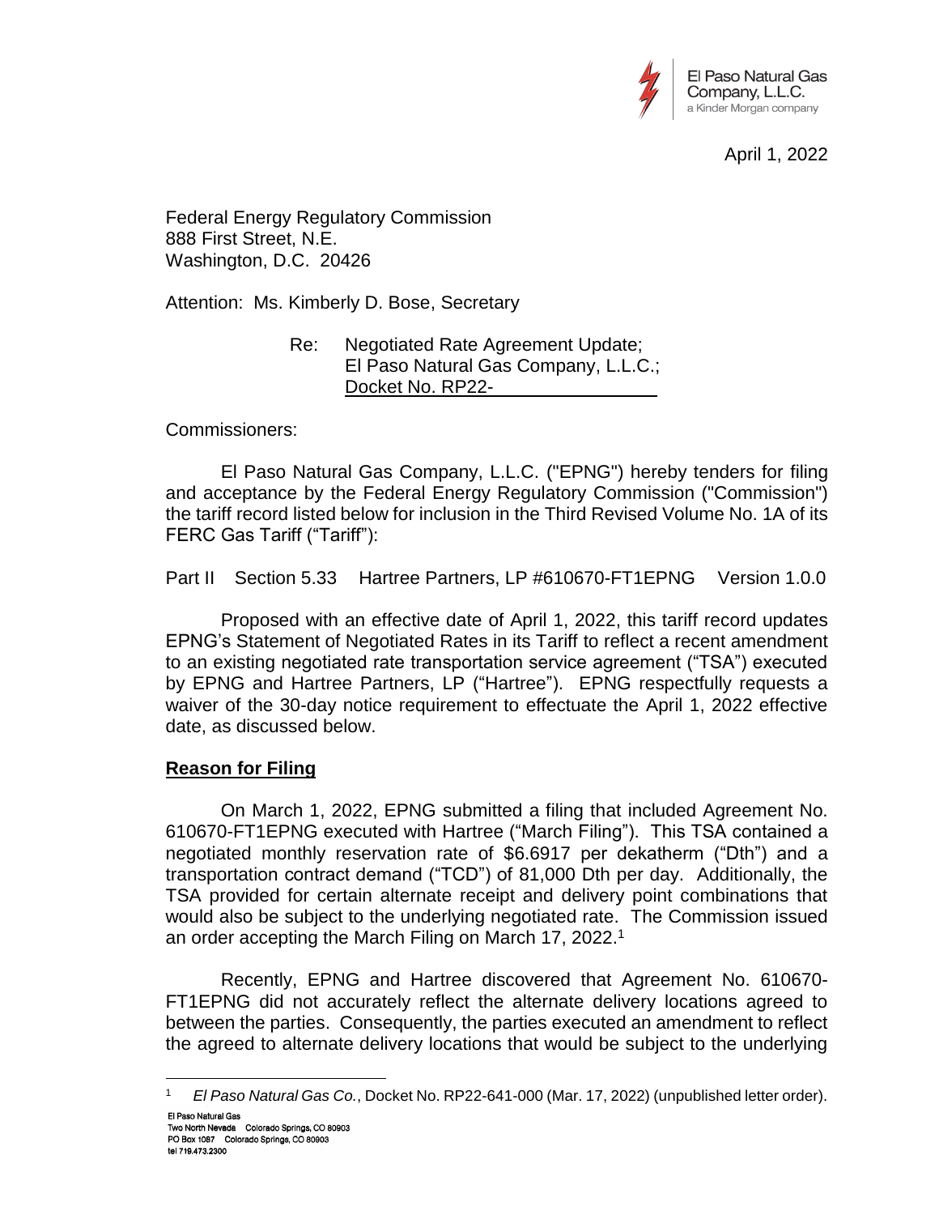El Paso Natural Gas Company, L.L.C.
a Kinder Morgan company

April 1, 2022

Federal Energy Regulatory Commission
888 First Street, N.E.
Washington, D.C. 20426

Attention: Ms. Kimberly D. Bose, Secretary

Re: Negotiated Rate Agreement Update;
El Paso Natural Gas Company, L.L.C.;
Docket No. RP22-

Commissioners:

El Paso Natural Gas Company, L.L.C. ("EPNG") hereby tenders for filing and acceptance by the Federal Energy Regulatory Commission ("Commission") the tariff record listed below for inclusion in the Third Revised Volume No. 1A of its FERC Gas Tariff ("Tariff"):

Part II Section 5.33 Hartree Partners, LP #610670-FT1EPNG Version 1.0.0

Proposed with an effective date of April 1, 2022, this tariff record updates EPNG's Statement of Negotiated Rates in its Tariff to reflect a recent amendment to an existing negotiated rate transportation service agreement ("TSA") executed by EPNG and Hartree Partners, LP ("Hartree"). EPNG respectfully requests a waiver of the 30-day notice requirement to effectuate the April 1, 2022 effective date, as discussed below.

**Reason for Filing**

On March 1, 2022, EPNG submitted a filing that included Agreement No. 610670-FT1EPNG executed with Hartree ("March Filing"). This TSA contained a negotiated monthly reservation rate of $6.6917 per dekatherm ("Dth") and a transportation contract demand ("TCD") of 81,000 Dth per day. Additionally, the TSA provided for certain alternate receipt and delivery point combinations that would also be subject to the underlying negotiated rate. The Commission issued an order accepting the March Filing on March 17, 2022.[1]

Recently, EPNG and Hartree discovered that Agreement No. 610670-FT1EPNG did not accurately reflect the alternate delivery locations agreed to between the parties. Consequently, the parties executed an amendment to reflect the agreed to alternate delivery locations that would be subject to the underlying

[1] *El Paso Natural Gas Co.*, Docket No. RP22-641-000 (Mar. 17, 2022) (unpublished letter order).

El Paso Natural Gas
Two North Nevada Colorado Springs, CO 80903
PO Box 1087 Colorado Springs, CO 80903
tel 719.473.2300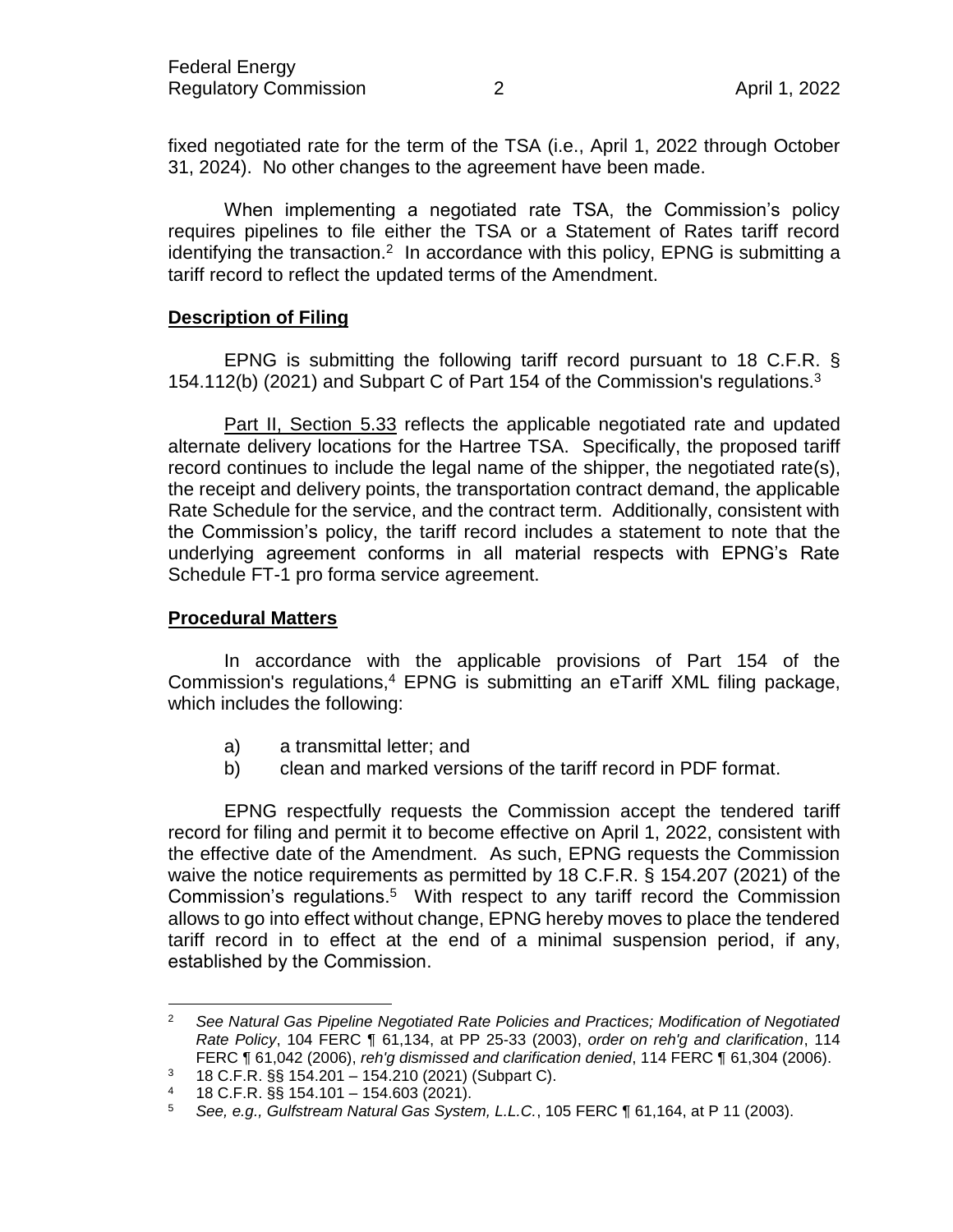fixed negotiated rate for the term of the TSA (i.e., April 1, 2022 through October 31, 2024). No other changes to the agreement have been made.

When implementing a negotiated rate TSA, the Commission's policy requires pipelines to file either the TSA or a Statement of Rates tariff record identifying the transaction.[2] In accordance with this policy, EPNG is submitting a tariff record to reflect the updated terms of the Amendment.

**Description of Filing**

EPNG is submitting the following tariff record pursuant to 18 C.F.R. § 154.112(b) (2021) and Subpart C of Part 154 of the Commission's regulations.[3]

Part II, Section 5.33 reflects the applicable negotiated rate and updated alternate delivery locations for the Hartree TSA. Specifically, the proposed tariff record continues to include the legal name of the shipper, the negotiated rate(s), the receipt and delivery points, the transportation contract demand, the applicable Rate Schedule for the service, and the contract term. Additionally, consistent with the Commission's policy, the tariff record includes a statement to note that the underlying agreement conforms in all material respects with EPNG's Rate Schedule FT-1 pro forma service agreement.

**Procedural Matters**

In accordance with the applicable provisions of Part 154 of the Commission's regulations,[4] EPNG is submitting an eTariff XML filing package, which includes the following:

a) a transmittal letter; and
b) clean and marked versions of the tariff record in PDF format.

EPNG respectfully requests the Commission accept the tendered tariff record for filing and permit it to become effective on April 1, 2022, consistent with the effective date of the Amendment. As such, EPNG requests the Commission waive the notice requirements as permitted by 18 C.F.R. § 154.207 (2021) of the Commission's regulations.[5] With respect to any tariff record the Commission allows to go into effect without change, EPNG hereby moves to place the tendered tariff record in to effect at the end of a minimal suspension period, if any, established by the Commission.

---

[2] *See Natural Gas Pipeline Negotiated Rate Policies and Practices; Modification of Negotiated Rate Policy*, 104 FERC ¶ 61,134, at PP 25-33 (2003), *order on reh'g and clarification*, 114 FERC ¶ 61,042 (2006), *reh'g dismissed and clarification denied*, 114 FERC ¶ 61,304 (2006).

[3] 18 C.F.R. §§ 154.201 – 154.210 (2021) (Subpart C).

[4] 18 C.F.R. §§ 154.101 – 154.603 (2021).

[5] *See, e.g., Gulfstream Natural Gas System, L.L.C.*, 105 FERC ¶ 61,164, at P 11 (2003).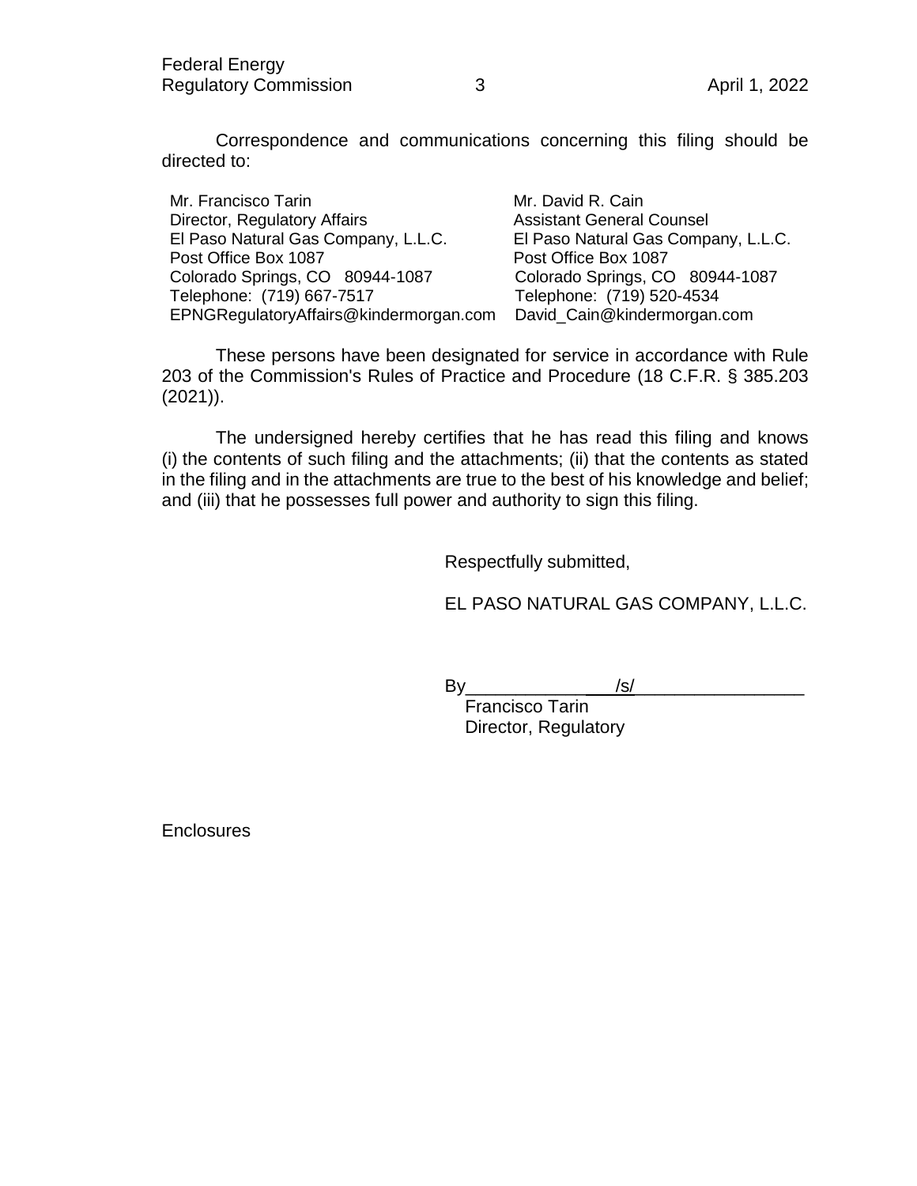Correspondence and communications concerning this filing should be directed to:

| Mr. Francisco Tarin | Mr. David R. Cain |
|---|---|
| Director, Regulatory Affairs | Assistant General Counsel |
| El Paso Natural Gas Company, L.L.C. | El Paso Natural Gas Company, L.L.C. |
| Post Office Box 1087 | Post Office Box 1087 |
| Colorado Springs, CO 80944-1087 | Colorado Springs, CO 80944-1087 |
| Telephone: (719) 667-7517 | Telephone: (719) 520-4534 |
| EPNGRegulatoryAffairs@kindermorgan.com | David_Cain@kindermorgan.com |

These persons have been designated for service in accordance with Rule 203 of the Commission's Rules of Practice and Procedure (18 C.F.R. § 385.203 (2021)).

The undersigned hereby certifies that he has read this filing and knows (i) the contents of such filing and the attachments; (ii) that the contents as stated in the filing and in the attachments are true to the best of his knowledge and belief; and (iii) that he possesses full power and authority to sign this filing.

Respectfully submitted,

EL PASO NATURAL GAS COMPANY, L.L.C.

By /s/
Francisco Tarin
Director, Regulatory

Enclosures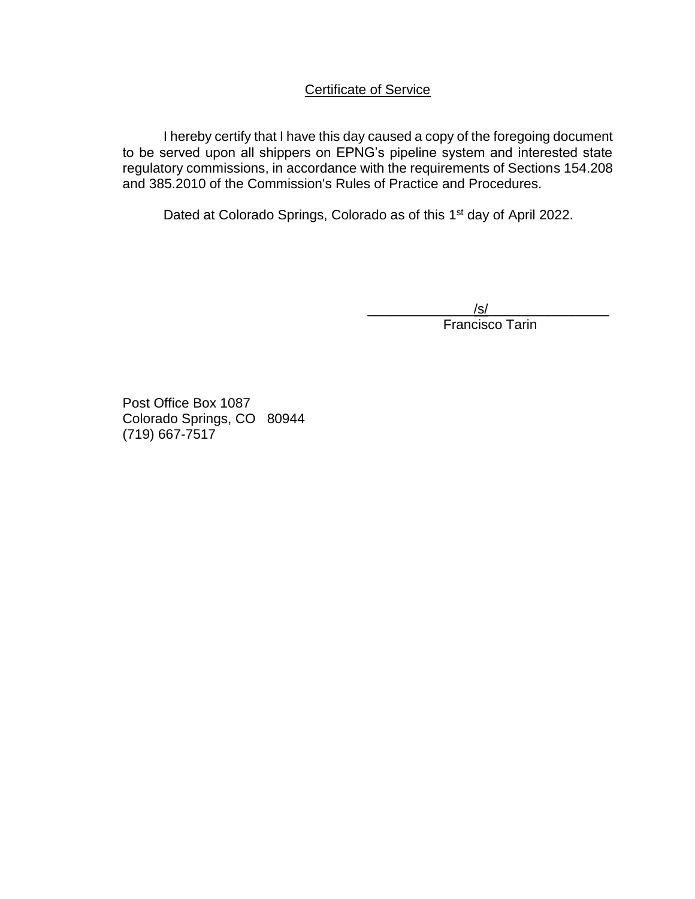## Certificate of Service

I hereby certify that I have this day caused a copy of the foregoing document to be served upon all shippers on EPNG's pipeline system and interested state regulatory commissions, in accordance with the requirements of Sections 154.208 and 385.2010 of the Commission's Rules of Practice and Procedures.

Dated at Colorado Springs, Colorado as of this 1st day of April 2022.

/s/

Francisco Tarin

Post Office Box 1087
Colorado Springs, CO 80944
(719) 667-7517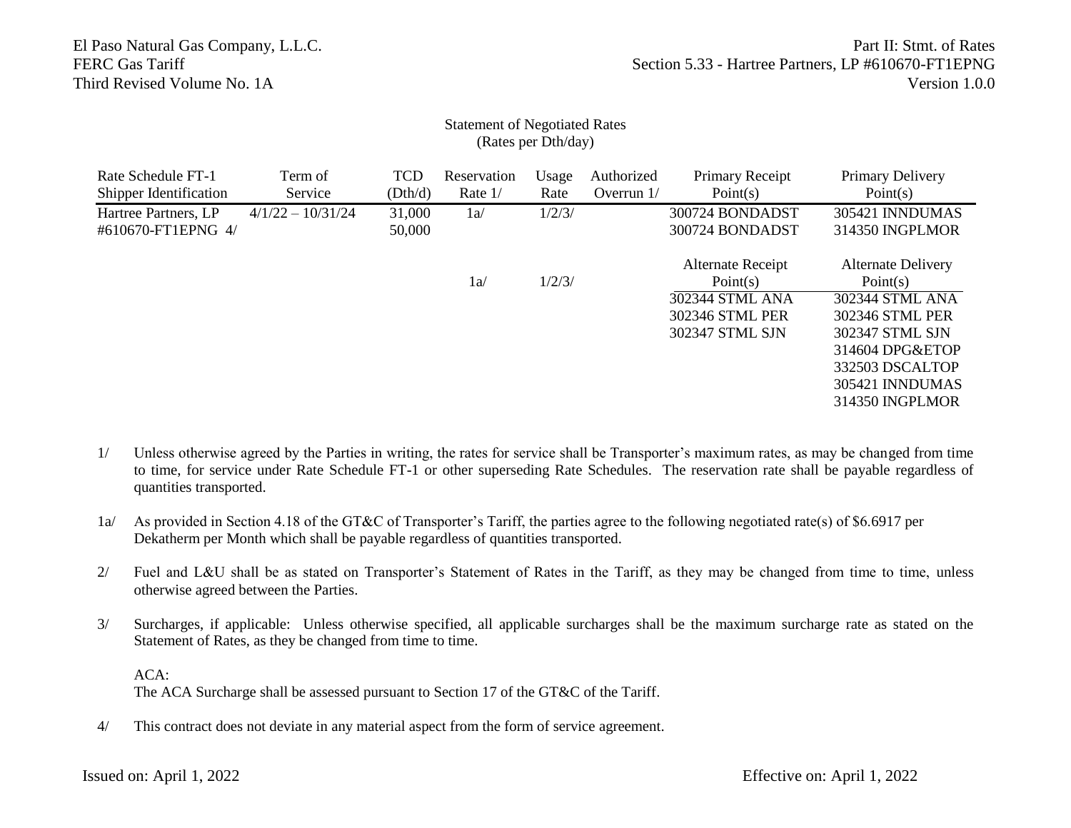El Paso Natural Gas Company, L.L.C.
FERC Gas Tariff
Third Revised Volume No. 1A

Part II: Stmt. of Rates
Section 5.33 - Hartree Partners, LP #610670-FT1EPNG
Version 1.0.0

Statement of Negotiated Rates
(Rates per Dth/day)

| Rate Schedule FT-1 Shipper Identification | Term of Service | TCD (Dth/d) | Reservation Rate 1/ | Usage Rate | Authorized Overrun 1/ | Primary Receipt Point(s) | Primary Delivery Point(s) |
|---|---|---|---|---|---|---|---|
| Hartree Partners, LP #610670-FT1EPNG 4/ | 4/1/22 – 10/31/24 | 31,000 | 1a/ | 1/2/3/ | | 300724 BONDADST | 305421 INNDUMAS |
| | | 50,000 | | | | 300724 BONDADST | 314350 INGPLMOR |
| | | | | | | Alternate Receipt Point(s) | Alternate Delivery Point(s) |
| | | | 1a/ | 1/2/3/ | | 302344 STML ANA | 302344 STML ANA |
| | | | | | | 302346 STML PER | 302346 STML PER |
| | | | | | | 302347 STML SJN | 302347 STML SJN |
| | | | | | | | 314604 DPG&ETOP |
| | | | | | | | 332503 DSCALTOP |
| | | | | | | | 305421 INNDUMAS |
| | | | | | | | 314350 INGPLMOR |

1/ Unless otherwise agreed by the Parties in writing, the rates for service shall be Transporter's maximum rates, as may be changed from time to time, for service under Rate Schedule FT-1 or other superseding Rate Schedules. The reservation rate shall be payable regardless of quantities transported.

1a/ As provided in Section 4.18 of the GT&C of Transporter's Tariff, the parties agree to the following negotiated rate(s) of $6.6917 per Dekatherm per Month which shall be payable regardless of quantities transported.

2/ Fuel and L&U shall be as stated on Transporter's Statement of Rates in the Tariff, as they may be changed from time to time, unless otherwise agreed between the Parties.

3/ Surcharges, if applicable: Unless otherwise specified, all applicable surcharges shall be the maximum surcharge rate as stated on the Statement of Rates, as they be changed from time to time.

ACA:
The ACA Surcharge shall be assessed pursuant to Section 17 of the GT&C of the Tariff.

4/ This contract does not deviate in any material aspect from the form of service agreement.

Issued on: April 1, 2022

Effective on: April 1, 2022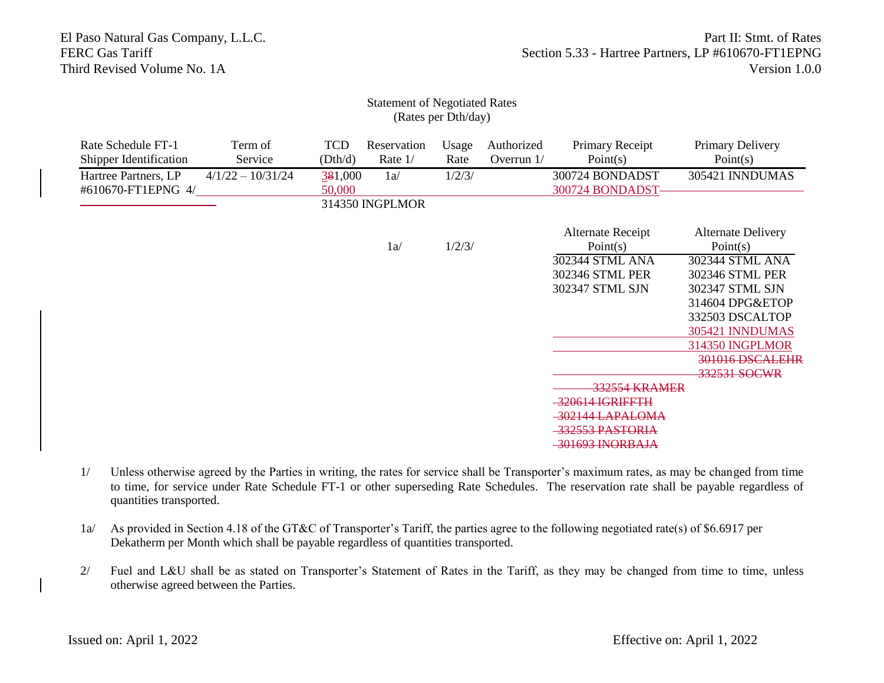El Paso Natural Gas Company, L.L.C.
FERC Gas Tariff
Third Revised Volume No. 1A

Part II: Stmt. of Rates
Section 5.33 - Hartree Partners, LP #610670-FT1EPNG
Version 1.0.0

Statement of Negotiated Rates
(Rates per Dth/day)

| Rate Schedule FT-1 Shipper Identification | Term of Service | TCD (Dth/d) | Reservation Rate 1/ | Usage Rate | Authorized Overrun 1/ | Primary Receipt Point(s) | Primary Delivery Point(s) |
|---|---|---|---|---|---|---|---|
| Hartree Partners, LP #610670-FT1EPNG 4/ | 4/1/22 – 10/31/24 | ~~38~~31,000 | 1a/ | 1/2/3/ | | 300724 BONDADST | 305421 INNDUMAS |
| | | 50,000 | | | | ~~300724 BONDADST~~ | |
| | | 314350 INGPLMOR | | | | | |
| | | | | | | **Alternate Receipt Point(s)** | **Alternate Delivery Point(s)** |
| | | | 1a/ | 1/2/3/ | | 302344 STML ANA | 302344 STML ANA |
| | | | | | | 302346 STML PER | 302346 STML PER |
| | | | | | | 302347 STML SJN | 302347 STML SJN |
| | | | | | | | 314604 DPG&ETOP |
| | | | | | | | 332503 DSCALTOP |
| | | | | | | | 305421 INNDUMAS |
| | | | | | | | 314350 INGPLMOR |
| | | | | | | | ~~301016 DSCALEHR~~ |
| | | | | | | | ~~332531 SOCWR~~ |
| | | | | | | ~~332554 KRAMER~~ | |
| | | | | | | ~~320614 IGRIFFTH~~ | |
| | | | | | | ~~302144 LAPALOMA~~ | |
| | | | | | | ~~332553 PASTORIA~~ | |
| | | | | | | ~~301693 INORBAJA~~ | |

1/ Unless otherwise agreed by the Parties in writing, the rates for service shall be Transporter's maximum rates, as may be changed from time to time, for service under Rate Schedule FT-1 or other superseding Rate Schedules. The reservation rate shall be payable regardless of quantities transported.

1a/ As provided in Section 4.18 of the GT&C of Transporter's Tariff, the parties agree to the following negotiated rate(s) of $6.6917 per Dekatherm per Month which shall be payable regardless of quantities transported.

2/ Fuel and L&U shall be as stated on Transporter's Statement of Rates in the Tariff, as they may be changed from time to time, unless otherwise agreed between the Parties.

Issued on: April 1, 2022

Effective on: April 1, 2022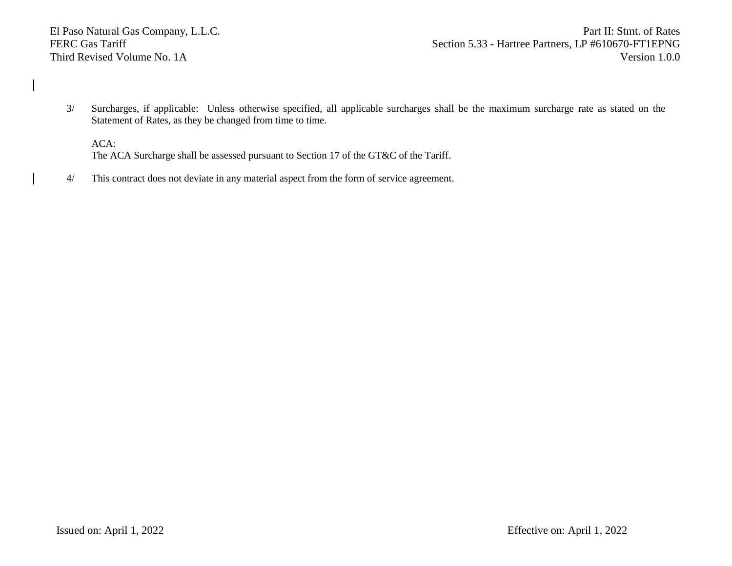3/ Surcharges, if applicable: Unless otherwise specified, all applicable surcharges shall be the maximum surcharge rate as stated on the Statement of Rates, as they be changed from time to time.

ACA:
The ACA Surcharge shall be assessed pursuant to Section 17 of the GT&C of the Tariff.

4/ This contract does not deviate in any material aspect from the form of service agreement.

Issued on: April 1, 2022 Effective on: April 1, 2022